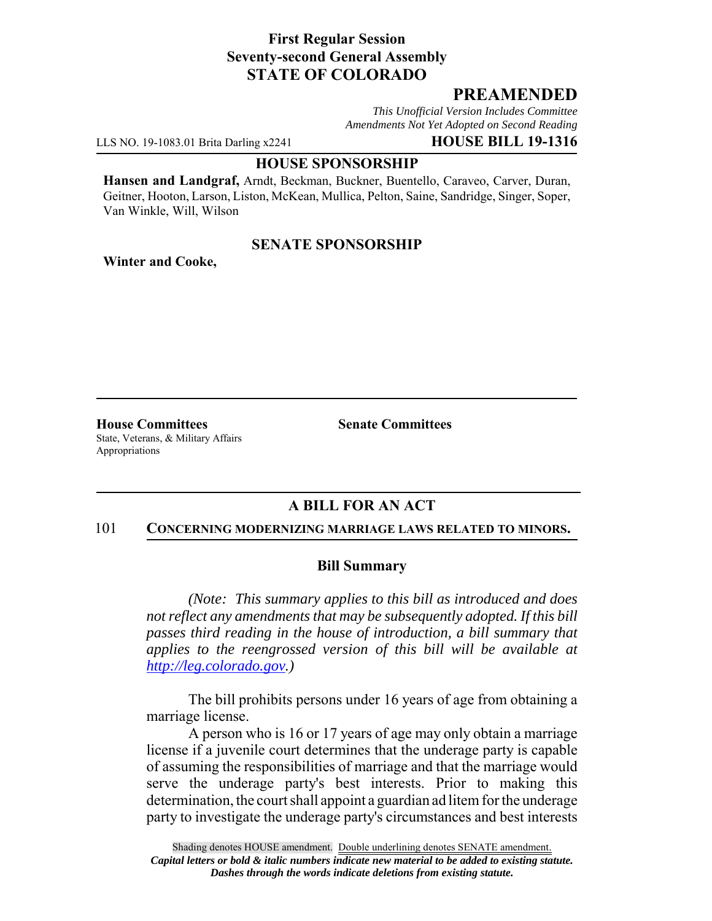**First Regular Session**
**Seventy-second General Assembly**
**STATE OF COLORADO**

# PREAMENDED

*This Unofficial Version Includes Committee Amendments Not Yet Adopted on Second Reading*

LLS NO. 19-1083.01 Brita Darling x2241 **HOUSE BILL 19-1316**

**HOUSE SPONSORSHIP**

**Hansen and Landgraf,** Arndt, Beckman, Buckner, Buentello, Caraveo, Carver, Duran, Geitner, Hooton, Larson, Liston, McKean, Mullica, Pelton, Saine, Sandridge, Singer, Soper, Van Winkle, Will, Wilson

**SENATE SPONSORSHIP**

**Winter and Cooke,**

**House Committees**
State, Veterans, & Military Affairs
Appropriations

**Senate Committees**

## A BILL FOR AN ACT

101 **CONCERNING MODERNIZING MARRIAGE LAWS RELATED TO MINORS.**

### Bill Summary

*(Note: This summary applies to this bill as introduced and does not reflect any amendments that may be subsequently adopted. If this bill passes third reading in the house of introduction, a bill summary that applies to the reengrossed version of this bill will be available at http://leg.colorado.gov.)*

The bill prohibits persons under 16 years of age from obtaining a marriage license.

A person who is 16 or 17 years of age may only obtain a marriage license if a juvenile court determines that the underage party is capable of assuming the responsibilities of marriage and that the marriage would serve the underage party's best interests. Prior to making this determination, the court shall appoint a guardian ad litem for the underage party to investigate the underage party's circumstances and best interests

Shading denotes HOUSE amendment. Double underlining denotes SENATE amendment.
*Capital letters or bold & italic numbers indicate new material to be added to existing statute.*
*Dashes through the words indicate deletions from existing statute.*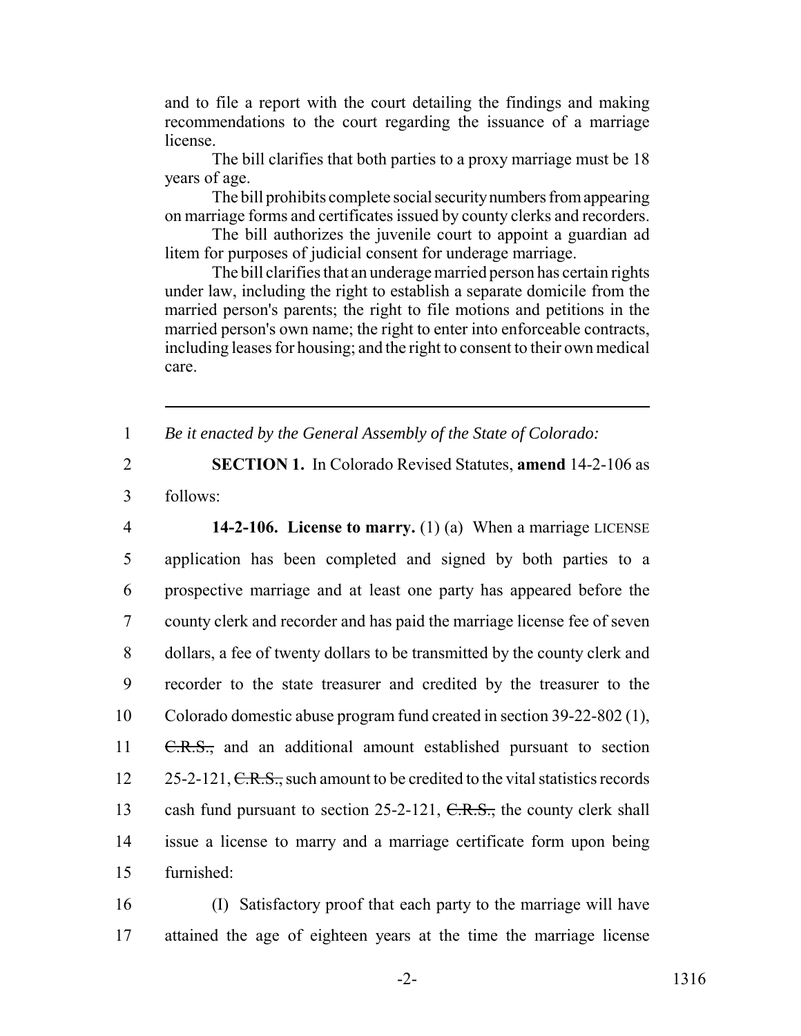and to file a report with the court detailing the findings and making recommendations to the court regarding the issuance of a marriage license.

The bill clarifies that both parties to a proxy marriage must be 18 years of age.

The bill prohibits complete social security numbers from appearing on marriage forms and certificates issued by county clerks and recorders.

The bill authorizes the juvenile court to appoint a guardian ad litem for purposes of judicial consent for underage marriage.

The bill clarifies that an underage married person has certain rights under law, including the right to establish a separate domicile from the married person's parents; the right to file motions and petitions in the married person's own name; the right to enter into enforceable contracts, including leases for housing; and the right to consent to their own medical care.

---

1 *Be it enacted by the General Assembly of the State of Colorado:*

2 **SECTION 1.** In Colorado Revised Statutes, **amend** 14-2-106 as
3 follows:

4 **14-2-106. License to marry.** (1) (a) When a marriage LICENSE
5 application has been completed and signed by both parties to a
6 prospective marriage and at least one party has appeared before the
7 county clerk and recorder and has paid the marriage license fee of seven
8 dollars, a fee of twenty dollars to be transmitted by the county clerk and
9 recorder to the state treasurer and credited by the treasurer to the
10 Colorado domestic abuse program fund created in section 39-22-802 (1),
11 ~~C.R.S.,~~ and an additional amount established pursuant to section
12 25-2-121, ~~C.R.S.,~~ such amount to be credited to the vital statistics records
13 cash fund pursuant to section 25-2-121, ~~C.R.S.,~~ the county clerk shall
14 issue a license to marry and a marriage certificate form upon being
15 furnished:

16 (I) Satisfactory proof that each party to the marriage will have
17 attained the age of eighteen years at the time the marriage license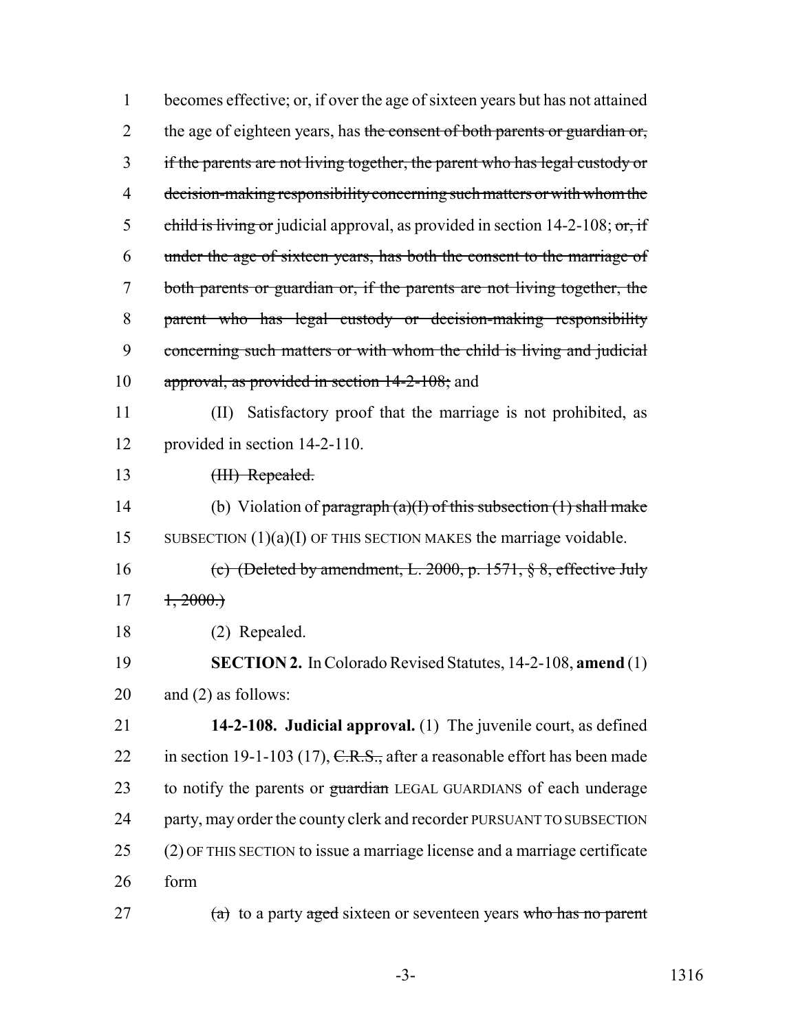becomes effective; or, if over the age of sixteen years but has not attained the age of eighteen years, has ~~the consent of both parents or guardian or, if the parents are not living together, the parent who has legal custody or decision-making responsibility concerning such matters or with whom the child is living or~~ judicial approval, as provided in section 14-2-108; ~~or, if under the age of sixteen years, has both the consent to the marriage of both parents or guardian or, if the parents are not living together, the parent who has legal custody or decision-making responsibility concerning such matters or with whom the child is living and judicial approval, as provided in section 14-2-108;~~ and

(II) Satisfactory proof that the marriage is not prohibited, as provided in section 14-2-110.

~~(III) Repealed.~~

(b) Violation of ~~paragraph (a)(I) of this subsection (1) shall make~~ SUBSECTION (1)(a)(I) OF THIS SECTION MAKES the marriage voidable.

~~(c) (Deleted by amendment, L. 2000, p. 1571, § 8, effective July 1, 2000.)~~

(2) Repealed.

**SECTION 2.** In Colorado Revised Statutes, 14-2-108, **amend** (1) and (2) as follows:

**14-2-108. Judicial approval.** (1) The juvenile court, as defined in section 19-1-103 (17), ~~C.R.S.,~~ after a reasonable effort has been made to notify the parents or ~~guardian~~ LEGAL GUARDIANS of each underage party, may order the county clerk and recorder PURSUANT TO SUBSECTION (2) OF THIS SECTION to issue a marriage license and a marriage certificate form

~~(a)~~ to a party ~~aged~~ sixteen or seventeen years ~~who has no parent~~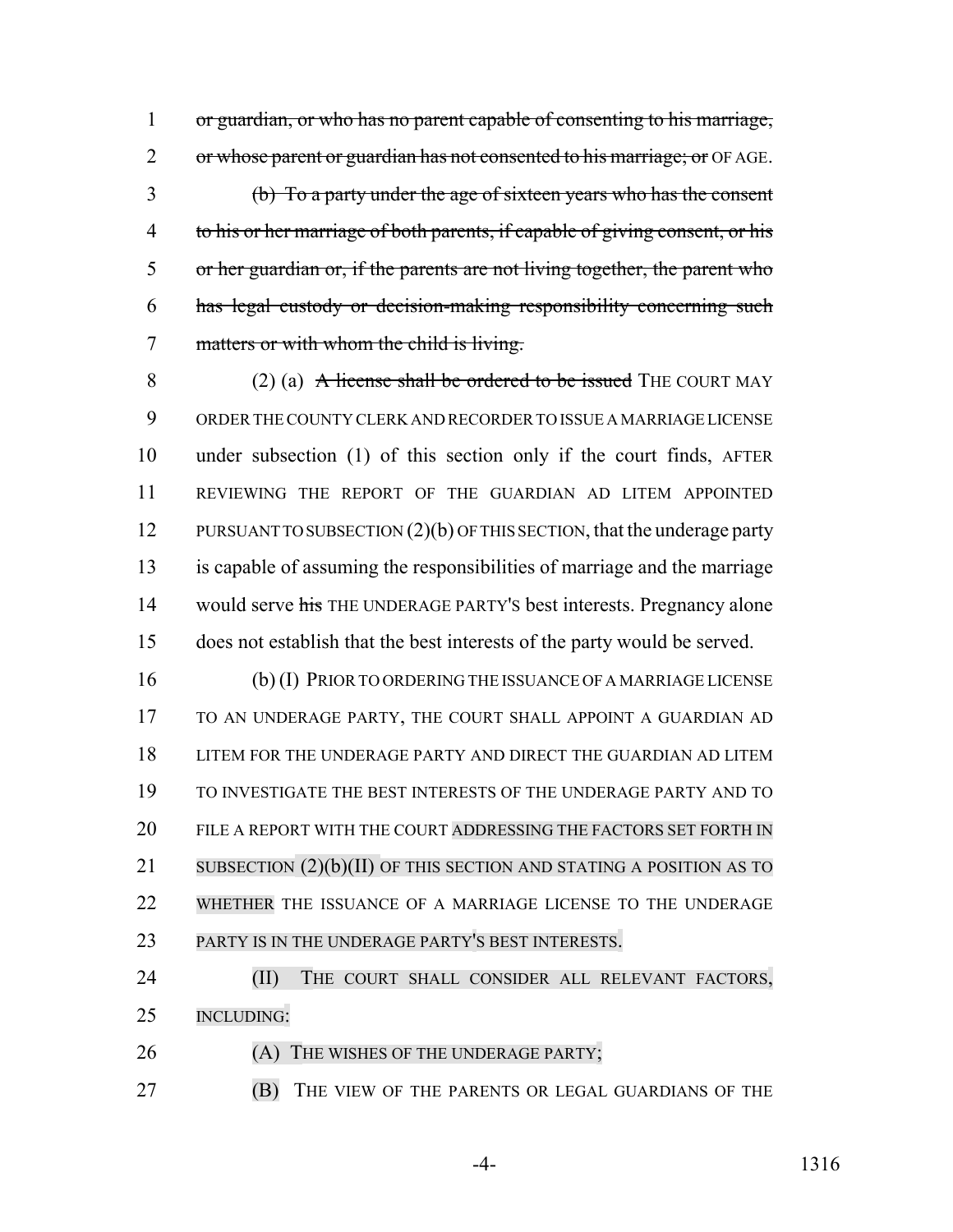1 ~~or guardian, or who has no parent capable of consenting to his marriage,~~
2 ~~or whose parent or guardian has not consented to his marriage; or~~ OF AGE.

3 ~~(b) To a party under the age of sixteen years who has the consent~~
4 ~~to his or her marriage of both parents, if capable of giving consent, or his~~
5 ~~or her guardian or, if the parents are not living together, the parent who~~
6 ~~has legal custody or decision-making responsibility concerning such~~
7 ~~matters or with whom the child is living.~~

8 (2) (a) ~~A license shall be ordered to be issued~~ THE COURT MAY
9 ORDER THE COUNTY CLERK AND RECORDER TO ISSUE A MARRIAGE LICENSE
10 under subsection (1) of this section only if the court finds, AFTER
11 REVIEWING THE REPORT OF THE GUARDIAN AD LITEM APPOINTED
12 PURSUANT TO SUBSECTION (2)(b) OF THIS SECTION, that the underage party
13 is capable of assuming the responsibilities of marriage and the marriage
14 would serve ~~his~~ THE UNDERAGE PARTY'S best interests. Pregnancy alone
15 does not establish that the best interests of the party would be served.

16 (b) (I) PRIOR TO ORDERING THE ISSUANCE OF A MARRIAGE LICENSE
17 TO AN UNDERAGE PARTY, THE COURT SHALL APPOINT A GUARDIAN AD
18 LITEM FOR THE UNDERAGE PARTY AND DIRECT THE GUARDIAN AD LITEM
19 TO INVESTIGATE THE BEST INTERESTS OF THE UNDERAGE PARTY AND TO
20 FILE A REPORT WITH THE COURT ADDRESSING THE FACTORS SET FORTH IN
21 SUBSECTION (2)(b)(II) OF THIS SECTION AND STATING A POSITION AS TO
22 WHETHER THE ISSUANCE OF A MARRIAGE LICENSE TO THE UNDERAGE
23 PARTY IS IN THE UNDERAGE PARTY'S BEST INTERESTS.

24 (II) THE COURT SHALL CONSIDER ALL RELEVANT FACTORS,
25 INCLUDING:

26 (A) THE WISHES OF THE UNDERAGE PARTY;

27 (B) THE VIEW OF THE PARENTS OR LEGAL GUARDIANS OF THE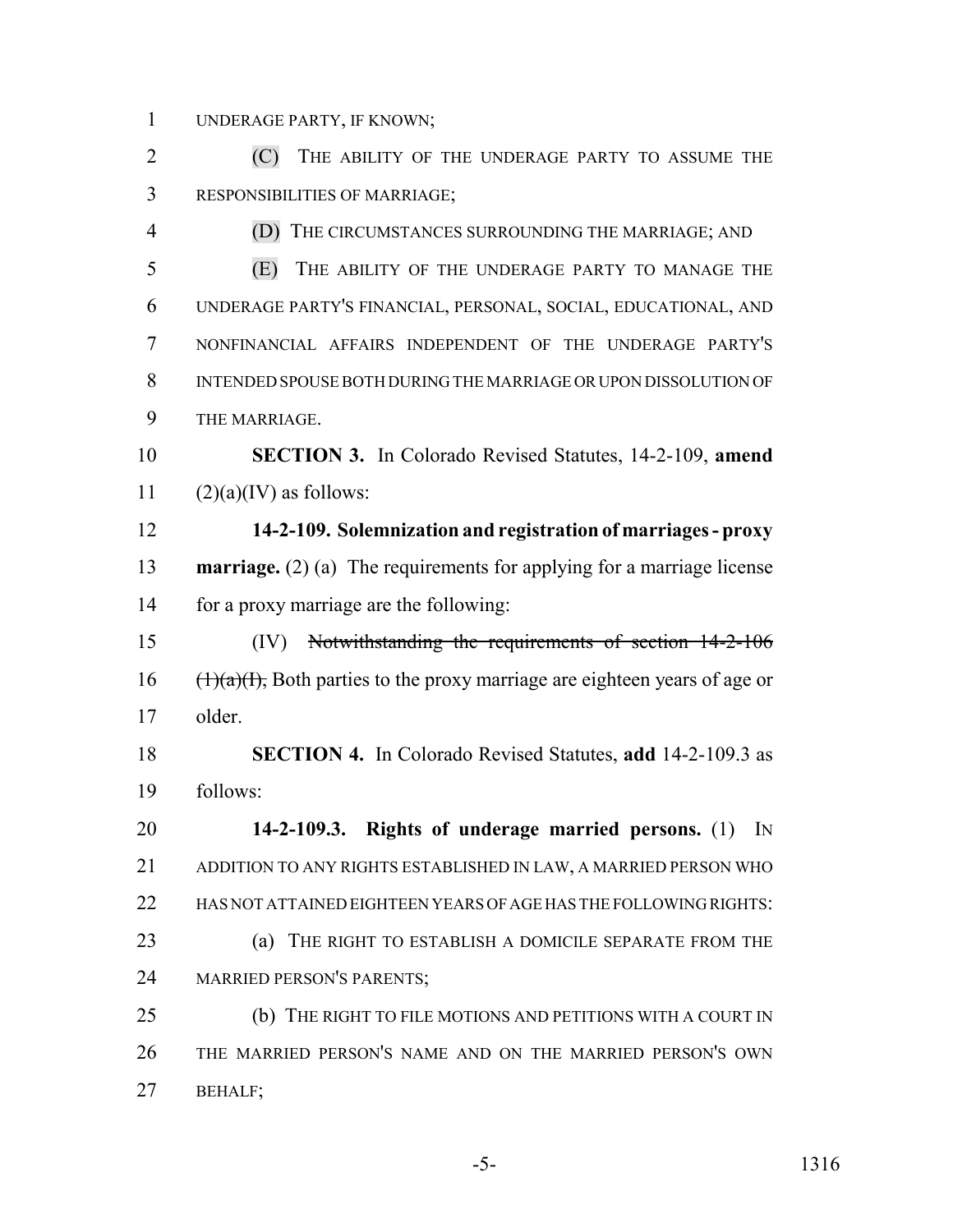UNDERAGE PARTY, IF KNOWN;

(C) THE ABILITY OF THE UNDERAGE PARTY TO ASSUME THE RESPONSIBILITIES OF MARRIAGE;

(D) THE CIRCUMSTANCES SURROUNDING THE MARRIAGE; AND

(E) THE ABILITY OF THE UNDERAGE PARTY TO MANAGE THE UNDERAGE PARTY'S FINANCIAL, PERSONAL, SOCIAL, EDUCATIONAL, AND NONFINANCIAL AFFAIRS INDEPENDENT OF THE UNDERAGE PARTY'S INTENDED SPOUSE BOTH DURING THE MARRIAGE OR UPON DISSOLUTION OF THE MARRIAGE.

**SECTION 3.** In Colorado Revised Statutes, 14-2-109, **amend** (2)(a)(IV) as follows:

**14-2-109. Solemnization and registration of marriages - proxy marriage.** (2) (a) The requirements for applying for a marriage license for a proxy marriage are the following:

(IV) ~~Notwithstanding the requirements of section 14-2-106 (1)(a)(I),~~ Both parties to the proxy marriage are eighteen years of age or older.

**SECTION 4.** In Colorado Revised Statutes, **add** 14-2-109.3 as follows:

**14-2-109.3. Rights of underage married persons.** (1) IN ADDITION TO ANY RIGHTS ESTABLISHED IN LAW, A MARRIED PERSON WHO HAS NOT ATTAINED EIGHTEEN YEARS OF AGE HAS THE FOLLOWING RIGHTS:

(a) THE RIGHT TO ESTABLISH A DOMICILE SEPARATE FROM THE MARRIED PERSON'S PARENTS;

(b) THE RIGHT TO FILE MOTIONS AND PETITIONS WITH A COURT IN THE MARRIED PERSON'S NAME AND ON THE MARRIED PERSON'S OWN BEHALF;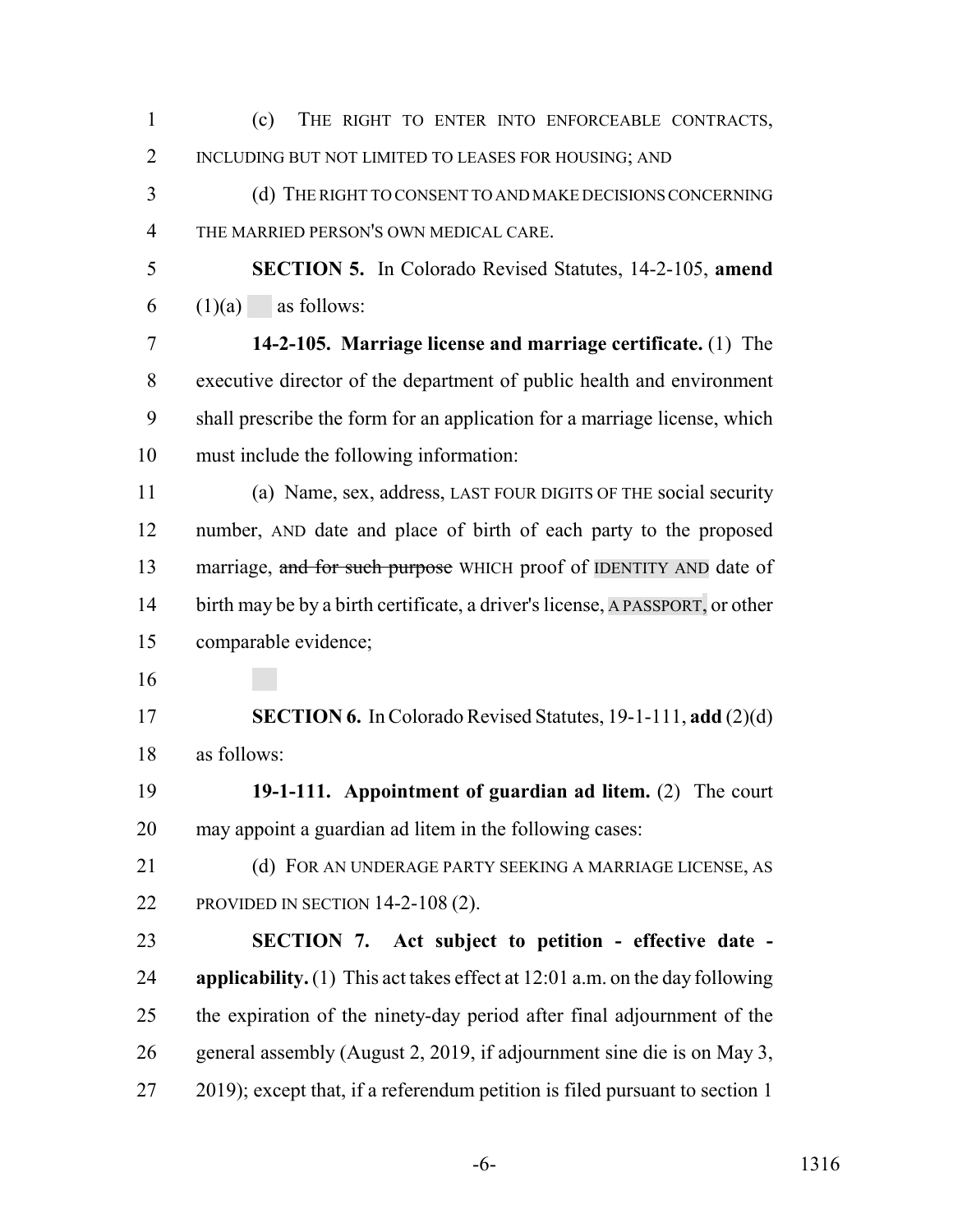(c) THE RIGHT TO ENTER INTO ENFORCEABLE CONTRACTS, INCLUDING BUT NOT LIMITED TO LEASES FOR HOUSING; AND

(d) THE RIGHT TO CONSENT TO AND MAKE DECISIONS CONCERNING THE MARRIED PERSON'S OWN MEDICAL CARE.

**SECTION 5.** In Colorado Revised Statutes, 14-2-105, **amend** (1)(a) as follows:

**14-2-105. Marriage license and marriage certificate.** (1) The executive director of the department of public health and environment shall prescribe the form for an application for a marriage license, which must include the following information:

(a) Name, sex, address, LAST FOUR DIGITS OF THE social security number, AND date and place of birth of each party to the proposed marriage, ~~and for such purpose~~ WHICH proof of IDENTITY AND date of birth may be by a birth certificate, a driver's license, A PASSPORT, or other comparable evidence;

**SECTION 6.** In Colorado Revised Statutes, 19-1-111, **add** (2)(d) as follows:

**19-1-111. Appointment of guardian ad litem.** (2) The court may appoint a guardian ad litem in the following cases:

(d) FOR AN UNDERAGE PARTY SEEKING A MARRIAGE LICENSE, AS PROVIDED IN SECTION 14-2-108 (2).

**SECTION 7. Act subject to petition - effective date - applicability.** (1) This act takes effect at 12:01 a.m. on the day following the expiration of the ninety-day period after final adjournment of the general assembly (August 2, 2019, if adjournment sine die is on May 3, 2019); except that, if a referendum petition is filed pursuant to section 1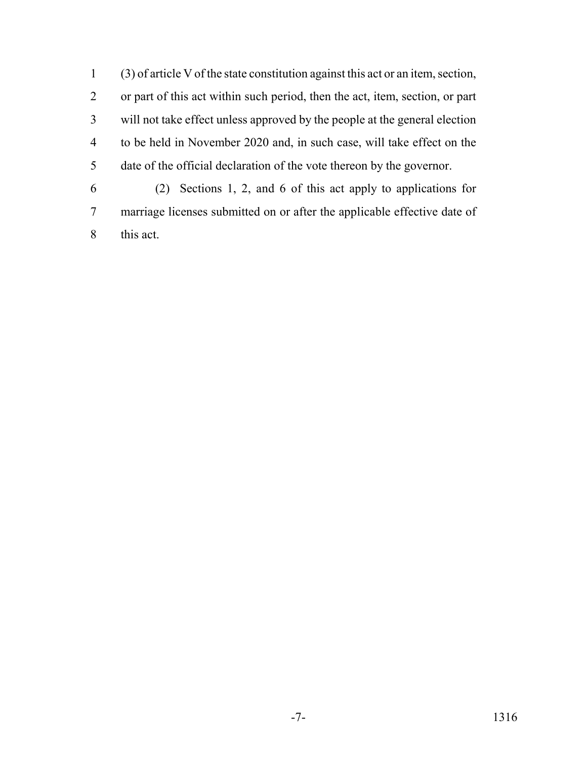(3) of article V of the state constitution against this act or an item, section, or part of this act within such period, then the act, item, section, or part will not take effect unless approved by the people at the general election to be held in November 2020 and, in such case, will take effect on the date of the official declaration of the vote thereon by the governor.

(2) Sections 1, 2, and 6 of this act apply to applications for marriage licenses submitted on or after the applicable effective date of this act.